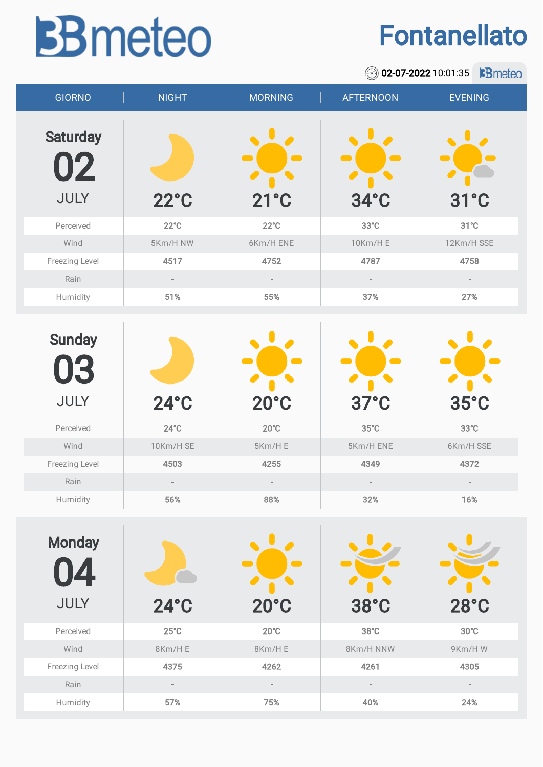# 3Bmeteo

# Fontanellato

02-07-2022 10:01:35

| GIORNO | NIGHT | MORNING | AFTERNOON | EVENING |
|---|---|---|---|---|
| **Saturday 02 JULY** | 22°C | 21°C | 34°C | 31°C |
| Perceived | 22°C | 22°C | 33°C | 31°C |
| Wind | 5Km/H NW | 6Km/H ENE | 10Km/H E | 12Km/H SSE |
| Freezing Level | 4517 | 4752 | 4787 | 4758 |
| Rain | - | - | - | - |
| Humidity | 51% | 55% | 37% | 27% |
| **Sunday 03 JULY** | 24°C | 20°C | 37°C | 35°C |
| Perceived | 24°C | 20°C | 35°C | 33°C |
| Wind | 10Km/H SE | 5Km/H E | 5Km/H ENE | 6Km/H SSE |
| Freezing Level | 4503 | 4255 | 4349 | 4372 |
| Rain | - | - | - | - |
| Humidity | 56% | 88% | 32% | 16% |
| **Monday 04 JULY** | 24°C | 20°C | 38°C | 28°C |
| Perceived | 25°C | 20°C | 38°C | 30°C |
| Wind | 8Km/H E | 8Km/H E | 8Km/H NNW | 9Km/H W |
| Freezing Level | 4375 | 4262 | 4261 | 4305 |
| Rain | - | - | - | - |
| Humidity | 57% | 75% | 40% | 24% |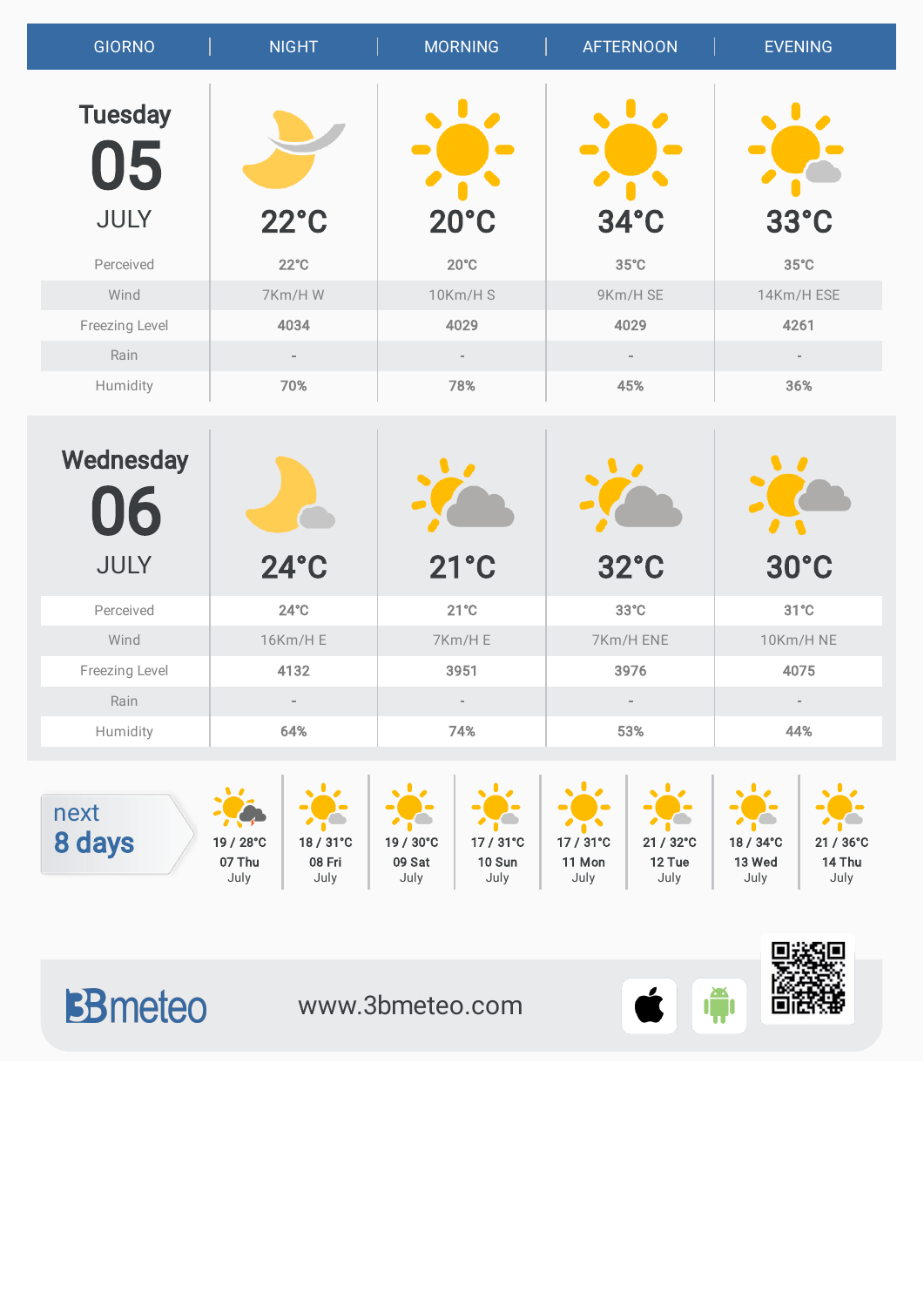| GIORNO | NIGHT | MORNING | AFTERNOON | EVENING |
|---|---|---|---|---|
| **Tuesday 05 JULY** | **22°C** | **20°C** | **34°C** | **33°C** |
| Perceived | 22°C | 20°C | 35°C | 35°C |
| Wind | 7Km/H W | 10Km/H S | 9Km/H SE | 14Km/H ESE |
| Freezing Level | 4034 | 4029 | 4029 | 4261 |
| Rain | - | - | - | - |
| Humidity | 70% | 78% | 45% | 36% |

| GIORNO | NIGHT | MORNING | AFTERNOON | EVENING |
|---|---|---|---|---|
| **Wednesday 06 JULY** | **24°C** | **21°C** | **32°C** | **30°C** |
| Perceived | 24°C | 21°C | 33°C | 31°C |
| Wind | 16Km/H E | 7Km/H E | 7Km/H ENE | 10Km/H NE |
| Freezing Level | 4132 | 3951 | 3976 | 4075 |
| Rain | - | - | - | - |
| Humidity | 64% | 74% | 53% | 44% |

**next 8 days**

| | | | | | | | |
|---|---|---|---|---|---|---|---|
| 19 / 28°C | 18 / 31°C | 19 / 30°C | 17 / 31°C | 17 / 31°C | 21 / 32°C | 18 / 34°C | 21 / 36°C |
| 07 Thu | 08 Fri | 09 Sat | 10 Sun | 11 Mon | 12 Tue | 13 Wed | 14 Thu |
| July | July | July | July | July | July | July | July |

3Bmeteo

www.3bmeteo.com